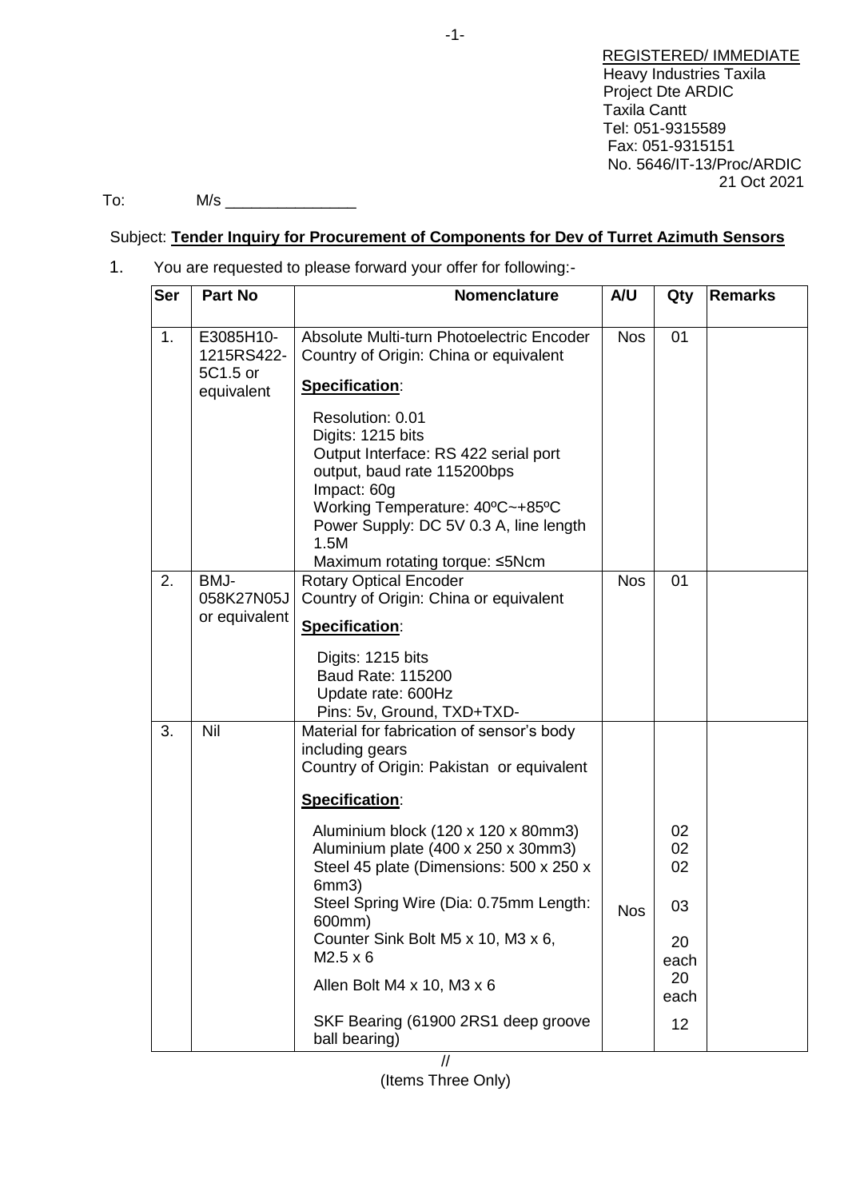REGISTERED/ IMMEDIATE
Heavy Industries Taxila
Project Dte ARDIC
Taxila Cantt
Tel: 051-9315589
Fax: 051-9315151
No. 5646/IT-13/Proc/ARDIC
21 Oct 2021

To: M/s _______________

Subject: **Tender Inquiry for Procurement of Components for Dev of Turret Azimuth Sensors**

1. You are requested to please forward your offer for following:-

| Ser | Part No | Nomenclature | A/U | Qty | Remarks |
|---|---|---|---|---|---|
| 1. | E3085H10-1215RS422-5C1.5 or equivalent | Absolute Multi-turn Photoelectric Encoder<br>Country of Origin: China or equivalent<br>**Specification**:<br>Resolution: 0.01<br>Digits: 1215 bits<br>Output Interface: RS 422 serial port output, baud rate 115200bps<br>Impact: 60g<br>Working Temperature: 40ºC~+85ºC<br>Power Supply: DC 5V 0.3 A, line length 1.5M<br>Maximum rotating torque: ≤5Ncm | Nos | 01 | |
| 2. | BMJ-058K27N05J or equivalent | Rotary Optical Encoder<br>Country of Origin: China or equivalent<br>**Specification**:<br>Digits: 1215 bits<br>Baud Rate: 115200<br>Update rate: 600Hz<br>Pins: 5v, Ground, TXD+TXD- | Nos | 01 | |
| 3. | Nil | Material for fabrication of sensor's body including gears<br>Country of Origin: Pakistan or equivalent<br>**Specification**:<br>Aluminium block (120 x 120 x 80mm3)<br>Aluminium plate (400 x 250 x 30mm3)<br>Steel 45 plate (Dimensions: 500 x 250 x 6mm3)<br>Steel Spring Wire (Dia: 0.75mm Length: 600mm)<br>Counter Sink Bolt M5 x 10, M3 x 6, M2.5 x 6<br>Allen Bolt M4 x 10, M3 x 6<br>SKF Bearing (61900 2RS1 deep groove ball bearing) | Nos | <br><br><br><br>02<br>02<br>02<br><br>03<br><br>20 each<br>20 each<br>12 | |

//
(Items Three Only)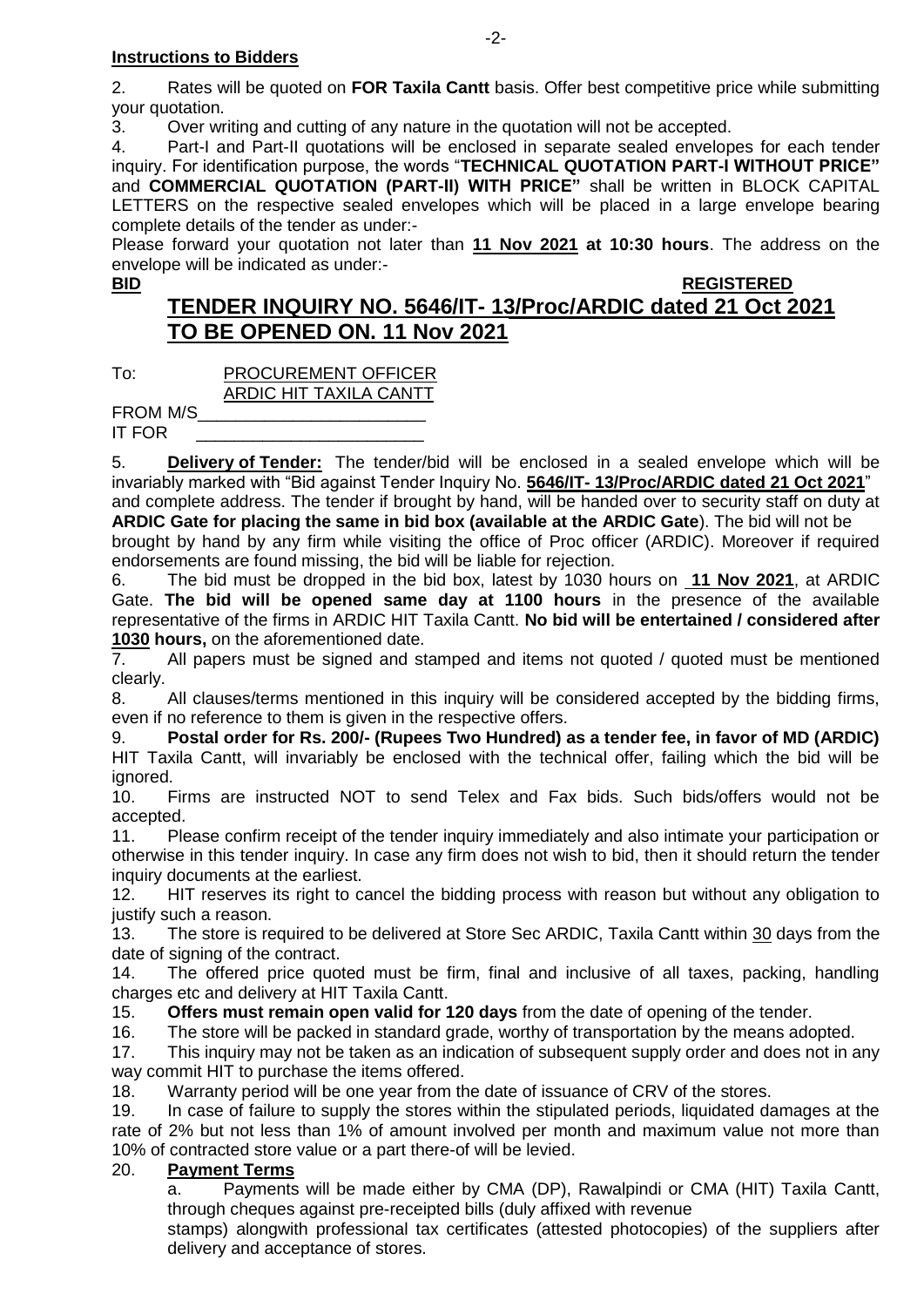**Instructions to Bidders**

2. Rates will be quoted on **FOR Taxila Cantt** basis. Offer best competitive price while submitting your quotation.
3. Over writing and cutting of any nature in the quotation will not be accepted.
4. Part-I and Part-II quotations will be enclosed in separate sealed envelopes for each tender inquiry. For identification purpose, the words "**TECHNICAL QUOTATION PART-I WITHOUT PRICE"** and **COMMERCIAL QUOTATION (PART-II) WITH PRICE"** shall be written in BLOCK CAPITAL LETTERS on the respective sealed envelopes which will be placed in a large envelope bearing complete details of the tender as under:-

Please forward your quotation not later than **11 Nov 2021 at 10:30 hours**. The address on the envelope will be indicated as under:-

**BID** **REGISTERED**

## TENDER INQUIRY NO. 5646/IT- 13/Proc/ARDIC dated 21 Oct 2021 TO BE OPENED ON. 11 Nov 2021

To: PROCUREMENT OFFICER
ARDIC HIT TAXILA CANTT

FROM M/S________________________

IT FOR ________________________

5. **Delivery of Tender:** The tender/bid will be enclosed in a sealed envelope which will be invariably marked with "Bid against Tender Inquiry No. **5646/IT- 13/Proc/ARDIC dated 21 Oct 2021**" and complete address. The tender if brought by hand, will be handed over to security staff on duty at **ARDIC Gate for placing the same in bid box (available at the ARDIC Gate**). The bid will not be brought by hand by any firm while visiting the office of Proc officer (ARDIC). Moreover if required endorsements are found missing, the bid will be liable for rejection.
6. The bid must be dropped in the bid box, latest by 1030 hours on **11 Nov 2021**, at ARDIC Gate. **The bid will be opened same day at 1100 hours** in the presence of the available representative of the firms in ARDIC HIT Taxila Cantt. **No bid will be entertained / considered after 1030 hours,** on the aforementioned date.
7. All papers must be signed and stamped and items not quoted / quoted must be mentioned clearly.
8. All clauses/terms mentioned in this inquiry will be considered accepted by the bidding firms, even if no reference to them is given in the respective offers.
9. **Postal order for Rs. 200/- (Rupees Two Hundred) as a tender fee, in favor of MD (ARDIC)** HIT Taxila Cantt, will invariably be enclosed with the technical offer, failing which the bid will be ignored.
10. Firms are instructed NOT to send Telex and Fax bids. Such bids/offers would not be accepted.
11. Please confirm receipt of the tender inquiry immediately and also intimate your participation or otherwise in this tender inquiry. In case any firm does not wish to bid, then it should return the tender inquiry documents at the earliest.
12. HIT reserves its right to cancel the bidding process with reason but without any obligation to justify such a reason.
13. The store is required to be delivered at Store Sec ARDIC, Taxila Cantt within 30 days from the date of signing of the contract.
14. The offered price quoted must be firm, final and inclusive of all taxes, packing, handling charges etc and delivery at HIT Taxila Cantt.
15. **Offers must remain open valid for 120 days** from the date of opening of the tender.
16. The store will be packed in standard grade, worthy of transportation by the means adopted.
17. This inquiry may not be taken as an indication of subsequent supply order and does not in any way commit HIT to purchase the items offered.
18. Warranty period will be one year from the date of issuance of CRV of the stores.
19. In case of failure to supply the stores within the stipulated periods, liquidated damages at the rate of 2% but not less than 1% of amount involved per month and maximum value not more than 10% of contracted store value or a part there-of will be levied.
20. **Payment Terms**

   a. Payments will be made either by CMA (DP), Rawalpindi or CMA (HIT) Taxila Cantt, through cheques against pre-receipted bills (duly affixed with revenue stamps) alongwith professional tax certificates (attested photocopies) of the suppliers after delivery and acceptance of stores.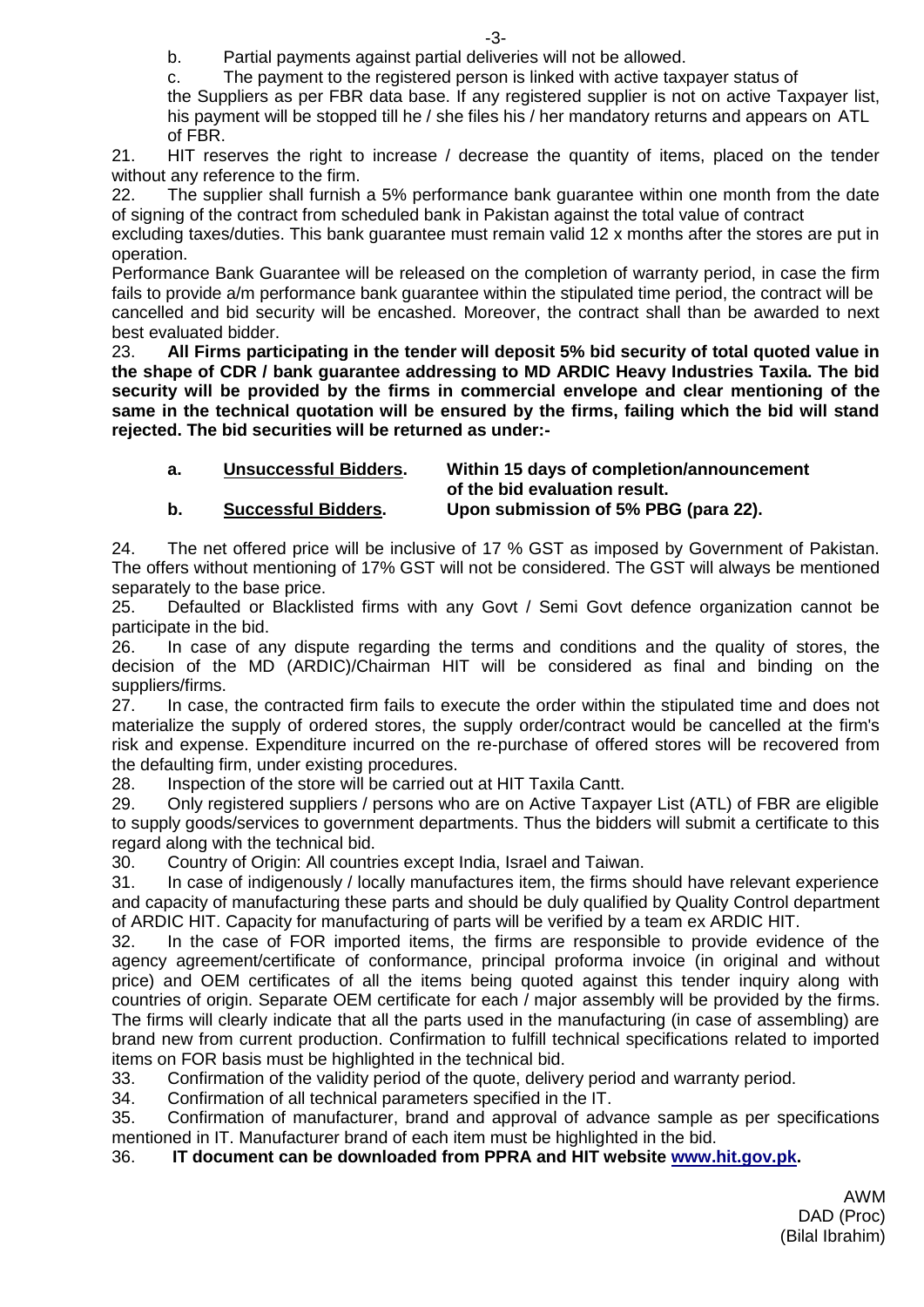b. Partial payments against partial deliveries will not be allowed.

c. The payment to the registered person is linked with active taxpayer status of the Suppliers as per FBR data base. If any registered supplier is not on active Taxpayer list, his payment will be stopped till he / she files his / her mandatory returns and appears on ATL of FBR.

21. HIT reserves the right to increase / decrease the quantity of items, placed on the tender without any reference to the firm.

22. The supplier shall furnish a 5% performance bank guarantee within one month from the date of signing of the contract from scheduled bank in Pakistan against the total value of contract excluding taxes/duties. This bank guarantee must remain valid 12 x months after the stores are put in operation.

Performance Bank Guarantee will be released on the completion of warranty period, in case the firm fails to provide a/m performance bank guarantee within the stipulated time period, the contract will be cancelled and bid security will be encashed. Moreover, the contract shall than be awarded to next best evaluated bidder.

23. **All Firms participating in the tender will deposit 5% bid security of total quoted value in the shape of CDR / bank guarantee addressing to MD ARDIC Heavy Industries Taxila. The bid security will be provided by the firms in commercial envelope and clear mentioning of the same in the technical quotation will be ensured by the firms, failing which the bid will stand rejected. The bid securities will be returned as under:-**

**a. <u>Unsuccessful Bidders</u>. Within 15 days of completion/announcement of the bid evaluation result.**

**b. <u>Successful Bidders</u>. Upon submission of 5% PBG (para 22).**

24. The net offered price will be inclusive of 17 % GST as imposed by Government of Pakistan. The offers without mentioning of 17% GST will not be considered. The GST will always be mentioned separately to the base price.

25. Defaulted or Blacklisted firms with any Govt / Semi Govt defence organization cannot be participate in the bid.

26. In case of any dispute regarding the terms and conditions and the quality of stores, the decision of the MD (ARDIC)/Chairman HIT will be considered as final and binding on the suppliers/firms.

27. In case, the contracted firm fails to execute the order within the stipulated time and does not materialize the supply of ordered stores, the supply order/contract would be cancelled at the firm's risk and expense. Expenditure incurred on the re-purchase of offered stores will be recovered from the defaulting firm, under existing procedures.

28. Inspection of the store will be carried out at HIT Taxila Cantt.

29. Only registered suppliers / persons who are on Active Taxpayer List (ATL) of FBR are eligible to supply goods/services to government departments. Thus the bidders will submit a certificate to this regard along with the technical bid.

30. Country of Origin: All countries except India, Israel and Taiwan.

31. In case of indigenously / locally manufactures item, the firms should have relevant experience and capacity of manufacturing these parts and should be duly qualified by Quality Control department of ARDIC HIT. Capacity for manufacturing of parts will be verified by a team ex ARDIC HIT.

32. In the case of FOR imported items, the firms are responsible to provide evidence of the agency agreement/certificate of conformance, principal proforma invoice (in original and without price) and OEM certificates of all the items being quoted against this tender inquiry along with countries of origin. Separate OEM certificate for each / major assembly will be provided by the firms. The firms will clearly indicate that all the parts used in the manufacturing (in case of assembling) are brand new from current production. Confirmation to fulfill technical specifications related to imported items on FOR basis must be highlighted in the technical bid.

33. Confirmation of the validity period of the quote, delivery period and warranty period.

34. Confirmation of all technical parameters specified in the IT.

35. Confirmation of manufacturer, brand and approval of advance sample as per specifications mentioned in IT. Manufacturer brand of each item must be highlighted in the bid.

36. **IT document can be downloaded from PPRA and HIT website www.hit.gov.pk.**

AWM
DAD (Proc)
(Bilal Ibrahim)